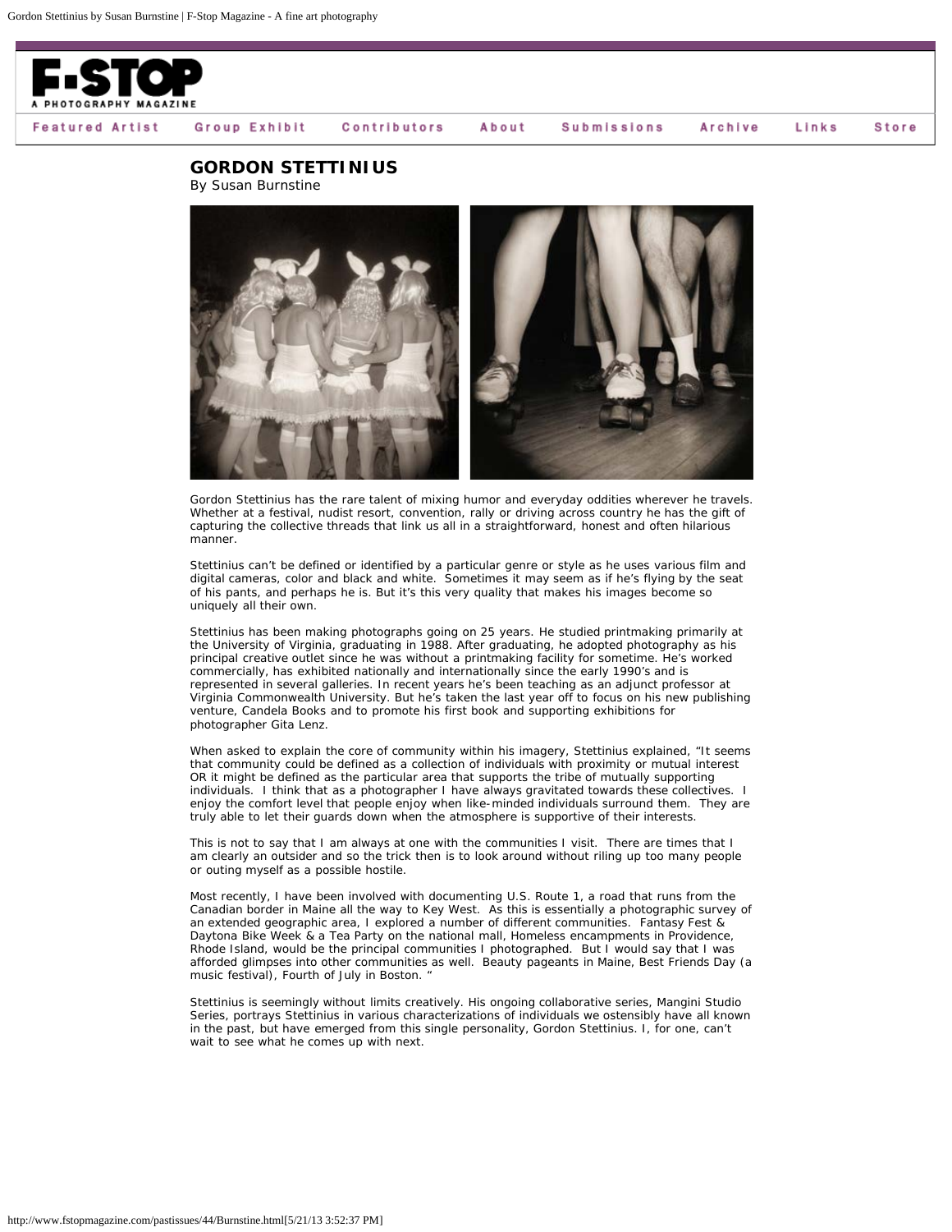# GORDON STETTINIUS

By Susan Burnstine

Gordon Stettinius has the rare talent of mixing humor and everyday oddities wherever he travels. Whether at a festival, nudist resort, convention, rally or driving across country he has the gift of capturing the collective threads that link us all in a straightforward, honest and often hilarious manner.

Stettinius can't be defined or identified by a particular genre or style as he uses various film and digital cameras, color and black and white. Sometimes it may seem as if he's flying by the seat of his pants, and perhaps he is. But it's this very quality that makes his images become so uniquely all their own.

Stettinius has been making photographs going on 25 years. He studied printmaking primarily at the University of Virginia, graduating in 1988. After graduating, he adopted photography as his principal creative outlet since he was without a printmaking facility for sometime. He's worked commercially, has exhibited nationally and internationally since the early 1990's and is represented in several galleries. In recent years he's been teaching as an adjunct professor at Virginia Commonwealth University. But he's taken the last year off to focus on his new publishing venture, Candela Books and to promote his first book and supporting exhibitions for photographer Gita Lenz.

When asked to explain the core of community within his imagery, Stettinius explained, "It seems that community could be defined as a collection of individuals with proximity or mutual interest OR it might be defined as the particular area that supports the tribe of mutually supporting individuals. I think that as a photographer I have always gravitated towards these collectives. I enjoy the comfort level that people enjoy when like-minded individuals surround them. They are truly able to let their guards down when the atmosphere is supportive of their interests.

This is not to say that I am always at one with the communities I visit. There are times that I am clearly an outsider and so the trick then is to look around without riling up too many people or outing myself as a possible hostile.

Most recently, I have been involved with documenting U.S. Route 1, a road that runs from the Canadian border in Maine all the way to Key West. As this is essentially a photographic survey of an extended geographic area, I explored a number of different communities. Fantasy Fest & Daytona Bike Week & a Tea Party on the national mall, Homeless encampments in Providence, Rhode Island, would be the principal communities I photographed. But I would say that I was afforded glimpses into other communities as well. Beauty pageants in Maine, Best Friends Day (a music festival), Fourth of July in Boston. "

Stettinius is seemingly without limits creatively. His ongoing collaborative series, Mangini Studio Series, portrays Stettinius in various characterizations of individuals we ostensibly have all known in the past, but have emerged from this single personality, Gordon Stettinius. I, for one, can't wait to see what he comes up with next.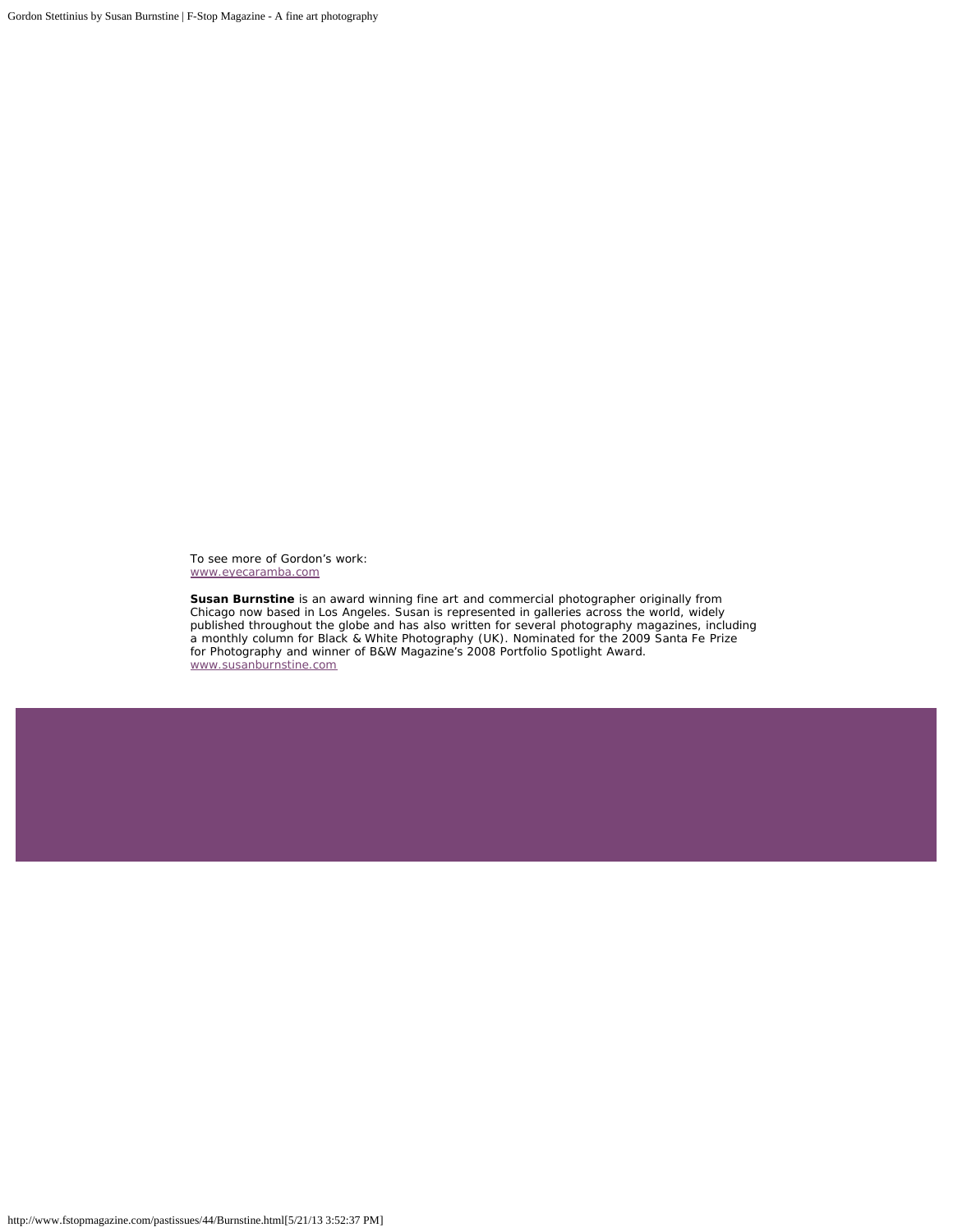To see more of Gordon's work:
www.eyecaramba.com

**Susan Burnstine** is an award winning fine art and commercial photographer originally from Chicago now based in Los Angeles. Susan is represented in galleries across the world, widely published throughout the globe and has also written for several photography magazines, including a monthly column for Black & White Photography (UK). Nominated for the 2009 Santa Fe Prize for Photography and winner of B&W Magazine's 2008 Portfolio Spotlight Award.
www.susanburnstine.com